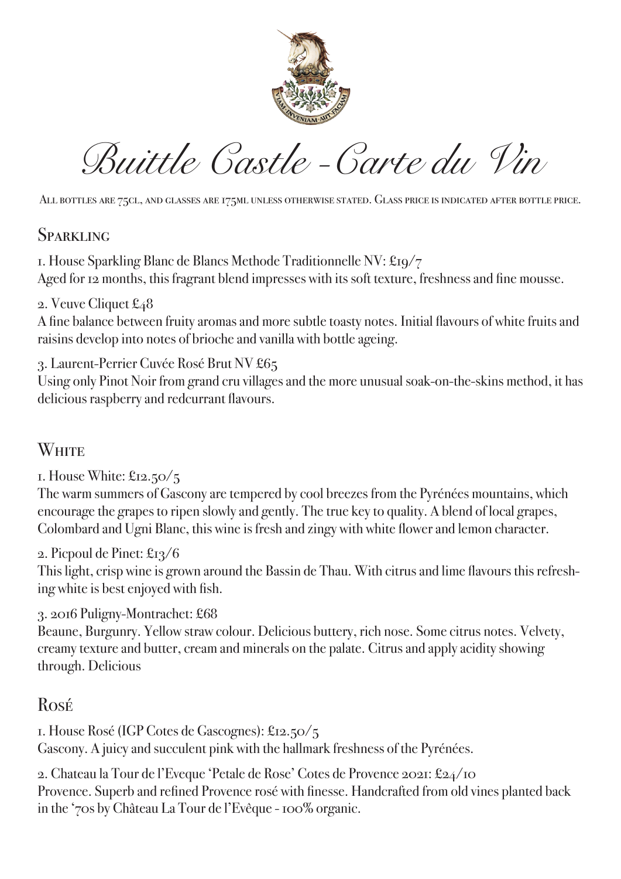# Buittle Castle - Carte du Vin

All bottles are 75cl, and glasses are 175ml unless otherwise stated. Glass price is indicated after bottle price.

## Sparkling

1. House Sparkling Blanc de Blancs Methode Traditionnelle NV: £19/7
Aged for 12 months, this fragrant blend impresses with its soft texture, freshness and fine mousse.

2. Veuve Cliquet £48
A fine balance between fruity aromas and more subtle toasty notes. Initial flavours of white fruits and raisins develop into notes of brioche and vanilla with bottle ageing.

3. Laurent-Perrier Cuvée Rosé Brut NV £65
Using only Pinot Noir from grand cru villages and the more unusual soak-on-the-skins method, it has delicious raspberry and redcurrant flavours.

## White

1. House White: £12.50/5
The warm summers of Gascony are tempered by cool breezes from the Pyrénées mountains, which encourage the grapes to ripen slowly and gently. The true key to quality. A blend of local grapes, Colombard and Ugni Blanc, this wine is fresh and zingy with white flower and lemon character.

2. Picpoul de Pinet: £13/6
This light, crisp wine is grown around the Bassin de Thau. With citrus and lime flavours this refreshing white is best enjoyed with fish.

3. 2016 Puligny-Montrachet: £68
Beaune, Burgunry. Yellow straw colour. Delicious buttery, rich nose. Some citrus notes. Velvety, creamy texture and butter, cream and minerals on the palate. Citrus and apply acidity showing through. Delicious

## Rosé

1. House Rosé (IGP Cotes de Gascognes): £12.50/5
Gascony. A juicy and succulent pink with the hallmark freshness of the Pyrénées.

2. Chateau la Tour de l'Eveque 'Petale de Rose' Cotes de Provence 2021: £24/10
Provence. Superb and refined Provence rosé with finesse. Handcrafted from old vines planted back in the '70s by Château La Tour de l'Evêque - 100% organic.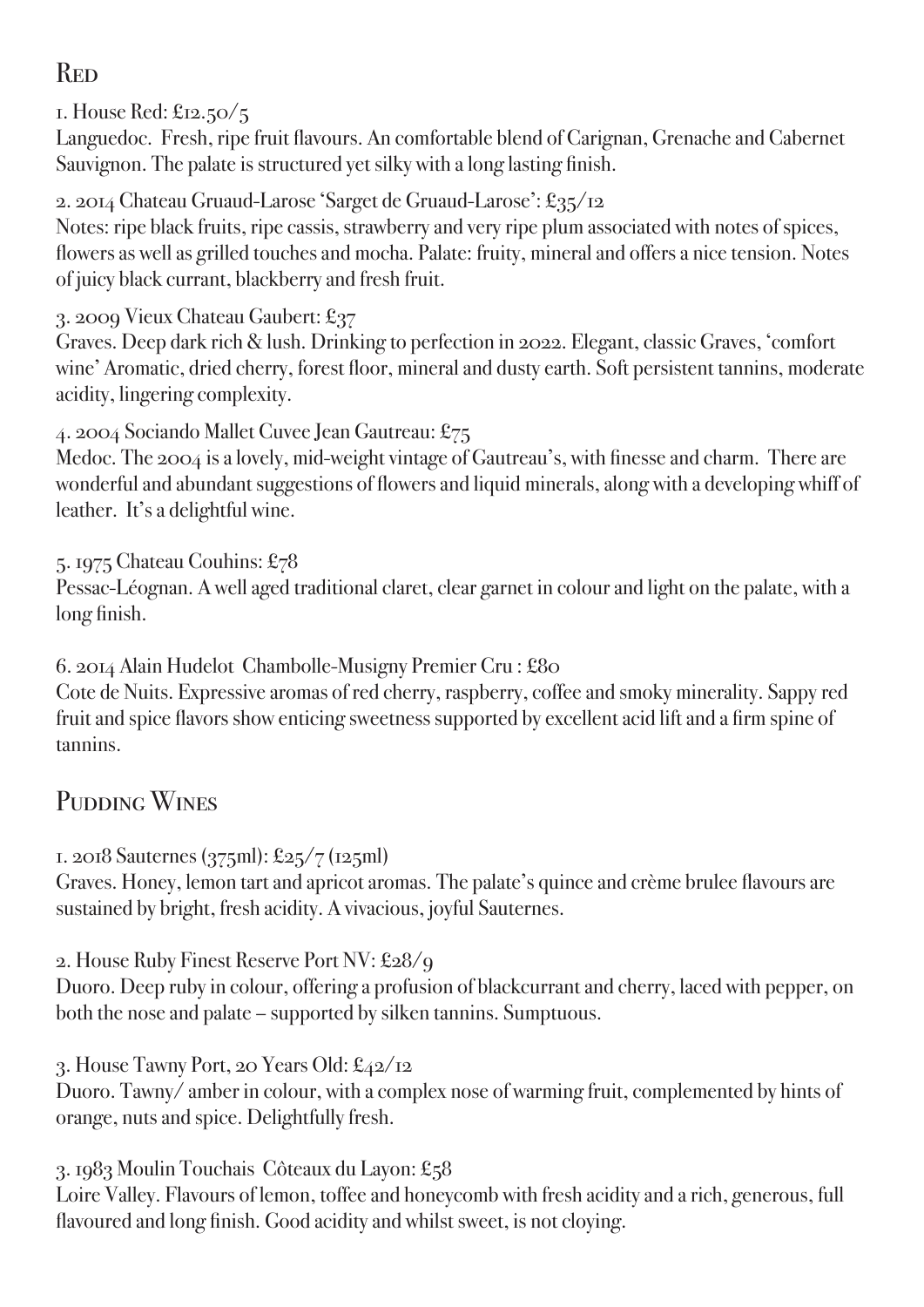## Red

1. House Red: £12.50/5

Languedoc. Fresh, ripe fruit flavours. An comfortable blend of Carignan, Grenache and Cabernet Sauvignon. The palate is structured yet silky with a long lasting finish.

2. 2014 Chateau Gruaud-Larose 'Sarget de Gruaud-Larose': £35/12

Notes: ripe black fruits, ripe cassis, strawberry and very ripe plum associated with notes of spices, flowers as well as grilled touches and mocha. Palate: fruity, mineral and offers a nice tension. Notes of juicy black currant, blackberry and fresh fruit.

3. 2009 Vieux Chateau Gaubert: £37

Graves. Deep dark rich & lush. Drinking to perfection in 2022. Elegant, classic Graves, 'comfort wine' Aromatic, dried cherry, forest floor, mineral and dusty earth. Soft persistent tannins, moderate acidity, lingering complexity.

4. 2004 Sociando Mallet Cuvee Jean Gautreau: £75

Medoc. The 2004 is a lovely, mid-weight vintage of Gautreau's, with finesse and charm. There are wonderful and abundant suggestions of flowers and liquid minerals, along with a developing whiff of leather. It's a delightful wine.

5. 1975 Chateau Couhins: £78

Pessac-Léognan. A well aged traditional claret, clear garnet in colour and light on the palate, with a long finish.

6. 2014 Alain Hudelot Chambolle-Musigny Premier Cru : £80

Cote de Nuits. Expressive aromas of red cherry, raspberry, coffee and smoky minerality. Sappy red fruit and spice flavors show enticing sweetness supported by excellent acid lift and a firm spine of tannins.

## Pudding Wines

1. 2018 Sauternes (375ml): £25/7 (125ml)

Graves. Honey, lemon tart and apricot aromas. The palate's quince and crème brulee flavours are sustained by bright, fresh acidity. A vivacious, joyful Sauternes.

2. House Ruby Finest Reserve Port NV: £28/9

Duoro. Deep ruby in colour, offering a profusion of blackcurrant and cherry, laced with pepper, on both the nose and palate – supported by silken tannins. Sumptuous.

3. House Tawny Port, 20 Years Old: £42/12

Duoro. Tawny/ amber in colour, with a complex nose of warming fruit, complemented by hints of orange, nuts and spice. Delightfully fresh.

3. 1983 Moulin Touchais Côteaux du Layon: £58

Loire Valley. Flavours of lemon, toffee and honeycomb with fresh acidity and a rich, generous, full flavoured and long finish. Good acidity and whilst sweet, is not cloying.